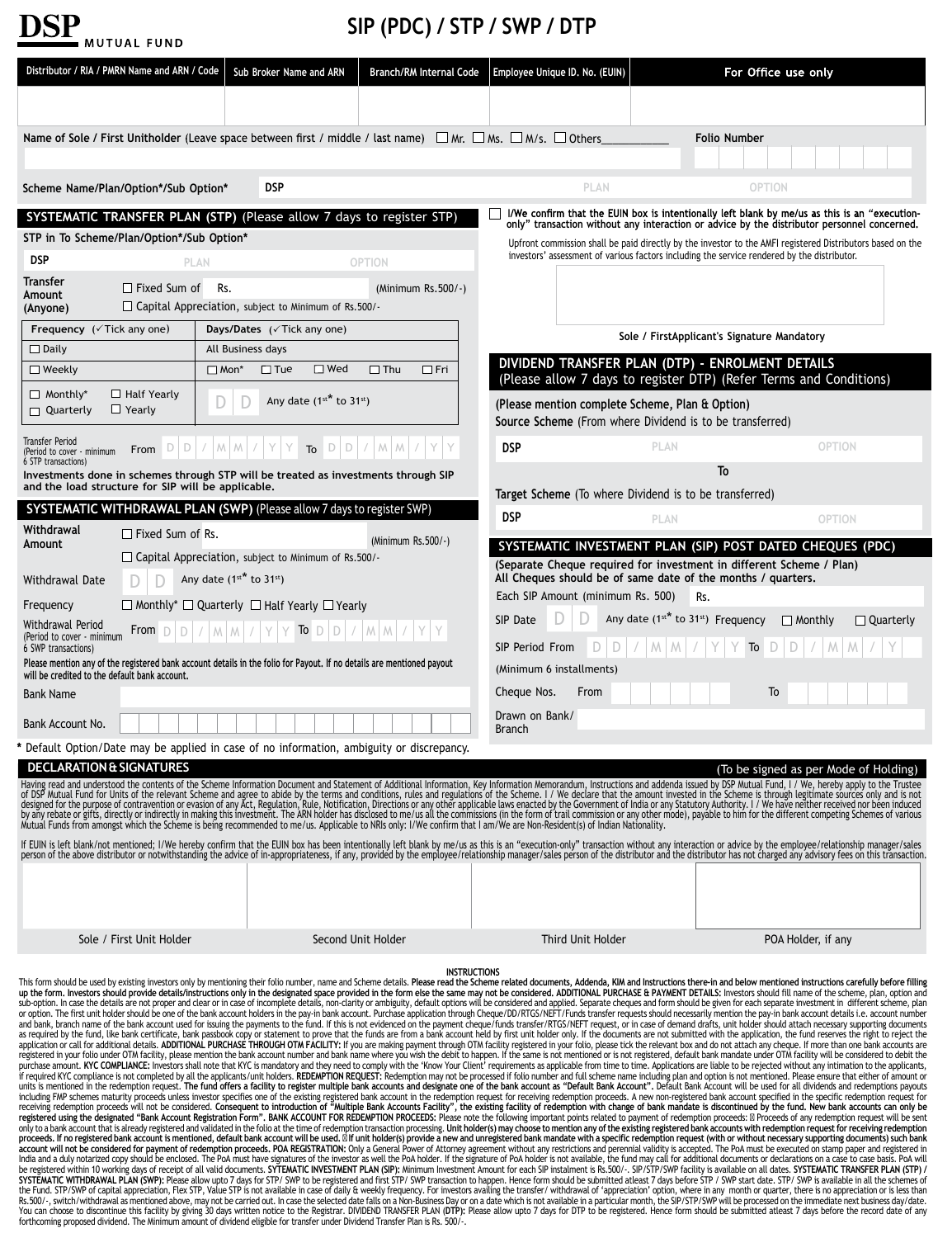# DSP MUTUAL FUND

# SIP (PDC) / STP / SWP / DTP

| Distributor / RIA / PMRN Name and ARN / Code | Sub Broker Name and ARN | Branch/RM Internal Code | Employee Unique ID. No. (EUIN) | For Office use only |
|---|---|---|---|---|
| | | | | |

Name of Sole / First Unitholder (Leave space between first / middle / last name) ☐ Mr. ☐ Ms. ☐ M/s. ☐ Others__________ **Folio Number**

Scheme Name/Plan/Option*/Sub Option* DSP PLAN OPTION

## SYSTEMATIC TRANSFER PLAN (STP) (Please allow 7 days to register STP)

STP in To Scheme/Plan/Option*/Sub Option*

DSP PLAN OPTION

**Transfer Amount (Anyone)** ☐ Fixed Sum of Rs. (Minimum Rs.500/-)
☐ Capital Appreciation, subject to Minimum of Rs.500/-

| Frequency (✓Tick any one) | Days/Dates (✓Tick any one) |
|---|---|
| ☐ Daily | All Business days |
| ☐ Weekly | ☐ Mon* ☐ Tue ☐ Wed ☐ Thu ☐ Fri |
| ☐ Monthly* ☐ Half Yearly ☐ Quarterly ☐ Yearly | D D Any date (1st* to 31st) |

Transfer Period (Period to cover - minimum 6 STP transactions) From D D / M M / Y Y To D D / M M / Y Y

**Investments done in schemes through STP will be treated as investments through SIP and the load structure for SIP will be applicable.**

## SYSTEMATIC WITHDRAWAL PLAN (SWP) (Please allow 7 days to register SWP)

**Withdrawal Amount** ☐ Fixed Sum of Rs. (Minimum Rs.500/-)
☐ Capital Appreciation, subject to Minimum of Rs.500/-

Withdrawal Date D D Any date (1st* to 31st)

Frequency ☐ Monthly* ☐ Quarterly ☐ Half Yearly ☐ Yearly

Withdrawal Period (Period to cover - minimum 6 SWP transactions) From D D / M M / Y Y To D D / M M / Y Y

**Please mention any of the registered bank account details in the folio for Payout. If no details are mentioned payout will be credited to the default bank account.**

Bank Name

Bank Account No.

**\*** Default Option/Date may be applied in case of no information, ambiguity or discrepancy.

☐ **I/We confirm that the EUIN box is intentionally left blank by me/us as this is an "execution-only" transaction without any interaction or advice by the distributor personnel concerned.**

Upfront commission shall be paid directly by the investor to the AMFI registered Distributors based on the investors' assessment of various factors including the service rendered by the distributor.

**Sole / FirstApplicant's Signature Mandatory**

## DIVIDEND TRANSFER PLAN (DTP) - ENROLMENT DETAILS (Please allow 7 days to register DTP) (Refer Terms and Conditions)

**(Please mention complete Scheme, Plan & Option)**
**Source Scheme** (From where Dividend is to be transferred)

DSP PLAN OPTION

**To**

**Target Scheme** (To where Dividend is to be transferred)

DSP PLAN OPTION

## SYSTEMATIC INVESTMENT PLAN (SIP) POST DATED CHEQUES (PDC)

**(Separate Cheque required for investment in different Scheme / Plan)**
**All Cheques should be of same date of the months / quarters.**

Each SIP Amount (minimum Rs. 500) Rs.

SIP Date D D Any date (1st* to 31st) Frequency ☐ Monthly ☐ Quarterly

SIP Period From D D / M M / Y Y To D D / M M / Y Y

(Minimum 6 installments)

Cheque Nos. From To

Drawn on Bank/ Branch

## DECLARATION & SIGNATURES

(To be signed as per Mode of Holding)

Having read and understood the contents of the Scheme Information Document and Statement of Additional Information, Key Information Memorandum, Instructions and addenda issued by DSP Mutual Fund, I / We, hereby apply to the Trustee of DSP Mutual Fund for Units of the relevant Scheme and agree to abide by the terms and conditions, rules and regulations of the Scheme. I / We declare that the amount invested in the Scheme is through legitimate sources only and is not designed for the purpose of contravention or evasion of any Act, Regulation, Rule, Notification, Directions or any other applicable laws enacted by the Government of India or any Statutory Authority. I / We have neither received nor been induced by any rebate or gifts, directly or indirectly in making this investment. The ARN holder has disclosed to me/us all the commissions (in the form of trail commission or any other mode), payable to him for the different competing Schemes of various Mutual Funds from amongst which the Scheme is being recommended to me/us. Applicable to NRIs only: I/We confirm that I am/We are Non-Resident(s) of Indian Nationality.

If EUIN is left blank/not mentioned; I/We hereby confirm that the EUIN box has been intentionally left blank by me/us as this is an "execution-only" transaction without any interaction or advice by the employee/relationship manager/sales person of the above distributor or notwithstanding the advice of in-appropriateness, if any, provided by the employee/relationship manager/sales person of the distributor and the distributor has not charged any advisory fees on this transaction.

| Sole / First Unit Holder | Second Unit Holder | Third Unit Holder | POA Holder, if any |
|---|---|---|---|

### INSTRUCTIONS

This form should be used by existing investors only by mentioning their folio number, name and Scheme details. **Please read the Scheme related documents, Addenda, KIM and Instructions there-in and below mentioned instructions carefully before filling up the form. Investors should provide details/instructions only in the designated space provided in the form else the same may not be considered. ADDITIONAL PURCHASE & PAYMENT DETAILS:** Investors should fill name of the scheme, plan, option and sub-option. In case the details are not proper and clear or in case of incomplete details, non-clarity or ambiguity, default options will be considered and applied. Separate cheques and form should be given for each separate investment in different scheme, plan or option. The first unit holder should be one of the bank account holders in the pay-in bank account. Purchase application through Cheque/DD/RTGS/NEFT/Funds transfer requests should necessarily mention the pay-in bank account details i.e. account number and bank, branch name of the bank account used for issuing the payments to the fund. If this is not evidenced on the payment cheque/funds transfer/RTGS/NEFT request, or in case of demand drafts, unit holder should attach necessary supporting documents as required by the fund, like bank certificate, bank passbook copy or statement to prove that the funds are from a bank account held by first unit holder only. If the documents are not submitted with the application, the fund reserves the right to reject the application or call for additional details. **ADDITIONAL PURCHASE THROUGH OTM FACILITY:** If you are making payment through OTM facility registered in your folio, please tick the relevant box and do not attach any cheque. If more than one bank accounts are registered in your folio under OTM facility, please mention the bank account number and bank name where you wish the debit to happen. If the same is not mentioned or is not registered, default bank mandate under OTM facility will be considered to debit the purchase amount. **KYC COMPLIANCE:** Investors shall note that KYC is mandatory and they need to comply with the 'Know Your Client' requirements as applicable from time to time. Applications are liable to be rejected without any intimation to the applicants, if required KYC compliance is not completed by all the applicants/unit holders. **REDEMPTION REQUEST:** Redemption may not be processed if folio number and full scheme name including plan and option is not mentioned. Please ensure that either of amount or units is mentioned in the redemption request. **The fund offers a facility to register multiple bank accounts and designate one of the bank account as "Default Bank Account".** Default Bank Account will be used for all dividends and redemptions payouts including FMP schemes maturity proceeds unless investor specifies one of the existing registered bank account in the redemption request for receiving redemption proceeds. A new non-registered bank account specified in the specific redemption request for receiving redemption proceeds will not be considered. **Consequent to introduction of "Multiple Bank Accounts Facility", the existing facility of redemption with change of bank mandate is discontinued by the fund. New bank accounts can only be registered using the designated "Bank Account Registration Form". BANK ACCOUNT FOR REDEMPTION PROCEEDS:** Please note the following important points related to payment of redemption proceeds: Proceeds of any redemption request will be sent only to a bank account that is already registered and validated in the folio at the time of redemption transaction processing. **Unit holder(s) may choose to mention any of the existing registered bank accounts with redemption request for receiving redemption proceeds. If no registered bank account is mentioned, default bank account will be used. If unit holder(s) provide a new and unregistered bank mandate with a specific redemption request (with or without necessary supporting documents) such bank account will not be considered for payment of redemption proceeds. POA REGISTRATION:** Only a General Power of Attorney agreement without any restrictions and perennial validity is accepted. The PoA must be executed on stamp paper and registered in India and a duly notarized copy should be enclosed. The PoA must have signatures of the investor as well the PoA holder. If the signature of PoA holder is not available, the fund may call for additional documents or declarations on a case to case basis. PoA will be registered within 10 working days of receipt of all valid documents. **SYTEMATIC INVESTMENT PLAN (SIP):** Minimum Investment Amount for each SIP instalment is Rs.500/-. SIP/STP/SWP facility is available on all dates. **SYSTEMATIC TRANSFER PLAN (STP) / SYSTEMATIC WITHDRAWAL PLAN (SWP):** Please allow upto 7 days for STP/ SWP to be registered and first STP/ SWP transaction to happen. Hence form should be submitted atleast 7 days before STP / SWP start date. STP/ SWP is available in all the schemes of the Fund. STP/SWP of capital appreciation, Flex STP, Value STP is not available in case of daily & weekly frequency. For investors availing the transfer/ withdrawal of 'appreciation' option, where in any month or quarter, there is no appreciation or is less than Rs.500/-, switch/withdrawal as mentioned above, may not be carried out. In case the selected date falls on a Non-Business Day or on a date which is not available in a particular month, the SIP/STP/SWP will be processed on the immediate next business day/date. You can choose to discontinue this facility by giving 30 days written notice to the Registrar. DIVIDEND TRANSFER PLAN (**DTP**): Please allow upto 7 days for DTP to be registered. Hence form should be submitted atleast 7 days before the record date of any forthcoming proposed dividend. The Minimum amount of dividend eligible for transfer under Dividend Transfer Plan is Rs. 500/-.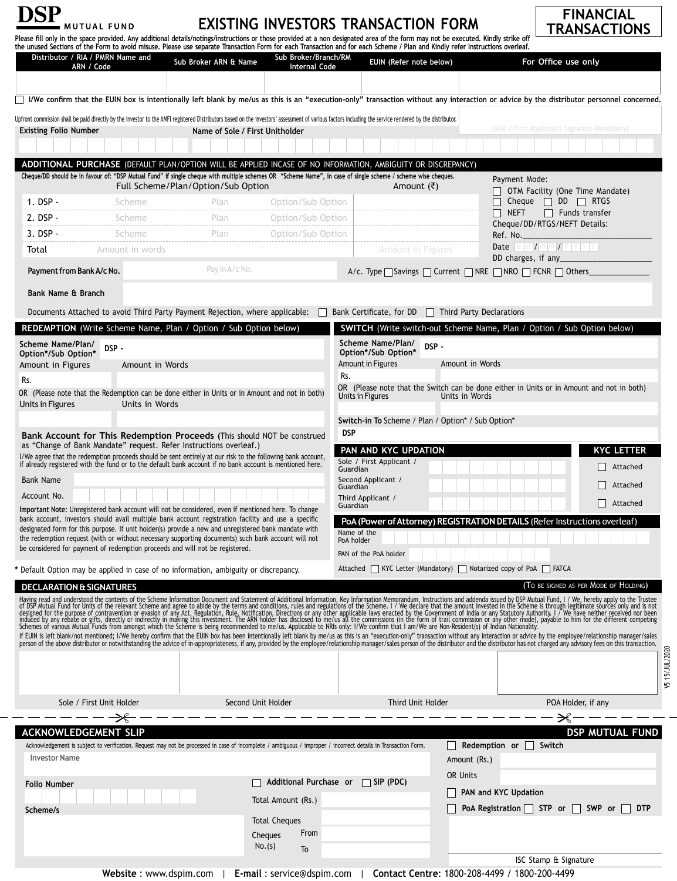**DSP** MUTUAL FUND

# EXISTING INVESTORS TRANSACTION FORM

**FINANCIAL TRANSACTIONS**

Please fill only in the space provided. Any additional details/notings/instructions or those provided at a non designated area of the form may not be executed. Kindly strike off the unused Sections of the Form to avoid misuse. Please use separate Transaction Form for each Transaction and for each Scheme / Plan and Kindly refer Instructions overleaf.

| Distributor / RIA / PMRN Name and ARN / Code | Sub Broker ARN & Name | Sub Broker/Branch/RM Internal Code | EUIN (Refer note below) | For Office use only |
|---|---|---|---|---|
| | | | | |

☐ I/We confirm that the EUIN box is intentionally left blank by me/us as this is an "execution-only" transaction without any interaction or advice by the distributor personnel concerned.

Upfront commission shall be paid directly by the investor to the AMFI registered Distributors based on the investors' assessment of various factors including the service rendered by the distributor.

(Sole / First Applicant's Signature Mandatory)

Existing Folio Number

Name of Sole / First Unitholder

## ADDITIONAL PURCHASE (DEFAULT PLAN/OPTION WILL BE APPLIED INCASE OF NO INFORMATION, AMBIGUITY OR DISCREPANCY)

Cheque/DD should be in favour of: "DSP Mutual Fund" if single cheque with multiple schemes OR "Scheme Name", in case of single scheme / scheme wise cheques.

| Full Scheme/Plan/Option/Sub Option | Amount (₹) |
|---|---|
| 1. DSP - Scheme Plan Option/Sub Option | |
| 2. DSP - Scheme Plan Option/Sub Option | |
| 3. DSP - Scheme Plan Option/Sub Option | |
| Total Amount in words | Amount in Figures |

Payment Mode:
☐ OTM Facility (One Time Mandate)
☐ Cheque ☐ DD ☐ RTGS
☐ NEFT ☐ Funds transfer
Cheque/DD/RTGS/NEFT Details:
Ref. No.______________________
Date d d / m m / y y y y
DD charges, if any______________________

Payment from Bank A/c No. Pay In A/c No.

A/c. Type ☐ Savings ☐ Current ☐ NRE ☐ NRO ☐ FCNR ☐ Others______________

Bank Name & Branch

Documents Attached to avoid Third Party Payment Rejection, where applicable: ☐ Bank Certificate, for DD ☐ Third Party Declarations

## REDEMPTION (Write Scheme Name, Plan / Option / Sub Option below)

Scheme Name/Plan/ Option*/Sub Option* DSP -

Amount in Figures Amount in Words

Rs.

OR (Please note that the Redemption can be done either in Units or in Amount and not in both)

Units in Figures Units in Words

**Bank Account for This Redemption Proceeds (**This should NOT be construed as "Change of Bank Mandate" request. Refer Instructions overleaf.)

I/We agree that the redemption proceeds should be sent entirely at our risk to the following bank account, if already registered with the fund or to the default bank account if no bank account is mentioned here.

Bank Name

Account No.

**Important Note:** Unregistered bank account will not be considered, even if mentioned here. To change bank account, investors should avail multiple bank account registration facility and use a specific designated form for this purpose. If unit holder(s) provide a new and unregistered bank mandate with the redemption request (with or without necessary supporting documents) such bank account will not be considered for payment of redemption proceeds and will not be registered.

\* Default Option may be applied in case of no information, ambiguity or discrepancy.

## SWITCH (Write switch-out Scheme Name, Plan / Option / Sub Option below)

Scheme Name/Plan/ Option*/Sub Option* DSP -

Amount in Figures Amount in Words

Rs.

OR (Please note that the Switch can be done either in Units or in Amount and not in both)

Units in Figures Units in Words

Switch-in To Scheme / Plan / Option* / Sub Option*

DSP

## PAN AND KYC UPDATION

| | PAN | KYC LETTER |
|---|---|---|
| Sole / First Applicant / Guardian | | ☐ Attached |
| Second Applicant / Guardian | | ☐ Attached |
| Third Applicant / Guardian | | ☐ Attached |

## PoA (Power of Attorney) REGISTRATION DETAILS (Refer Instructions overleaf)

Name of the PoA holder

PAN of the PoA holder

Attached ☐ KYC Letter (Mandatory) ☐ Notarized copy of PoA ☐ FATCA

## DECLARATION & SIGNATURES

(To be signed as per Mode of Holding)

Having read and understood the contents of the Scheme Information Document and Statement of Additional Information, Key Information Memorandum, Instructions and addenda issued by DSP Mutual Fund, I / We, hereby apply to the Trustee of DSP Mutual Fund for Units of the relevant Scheme and agree to abide by the terms and conditions, rules and regulations of the Scheme. I / We declare that the amount invested in the Scheme is through legitimate sources only and is not designed for the purpose of contravention or evasion of any Act, Regulation, Rule, Notification, Directions or any other applicable laws enacted by the Government of India or any Statutory Authority. I / We have neither received nor been induced by any rebate or gifts, directly or indirectly in making this investment. The ARN holder has disclosed to me/us all the commissions (in the form of trail commission or any other mode), payable to him for the different competing Schemes of various Mutual Funds from amongst which the Scheme is being recommended to me/us. Applicable to NRIs only: I/We confirm that I am/We are Non-Resident(s) of Indian Nationality.

If EUIN is left blank/not mentioned; I/We hereby confirm that the EUIN box has been intentionally left blank by me/us as this is an "execution-only" transaction without any interaction or advice by the employee/relationship manager/sales person of the above distributor or notwithstanding the advice of in-appropriateness, if any, provided by the employee/relationship manager/sales person of the distributor and the distributor has not charged any advisory fees on this transaction.

| Sole / First Unit Holder | Second Unit Holder | Third Unit Holder | POA Holder, if any |
|---|---|---|---|
| | | | |

V5 15/JUL/2020

---

## ACKNOWLEDGEMENT SLIP

**DSP MUTUAL FUND**

Acknowledgement is subject to verification. Request may not be processed in case of incomplete / ambiguous / improper / incorrect details in Transaction Form.

Investor Name

Folio Number

Scheme/s

☐ Additional Purchase or ☐ SIP (PDC)

Total Amount (Rs.)

Total Cheques

Cheques No.(s) From To

☐ Redemption or ☐ Switch

Amount (Rs.)

OR Units

☐ PAN and KYC Updation

☐ PoA Registration ☐ STP or ☐ SWP or ☐ DTP

ISC Stamp & Signature

**Website :** www.dspim.com | **E-mail :** service@dspim.com | **Contact Centre**: 1800-208-4499 / 1800-200-4499